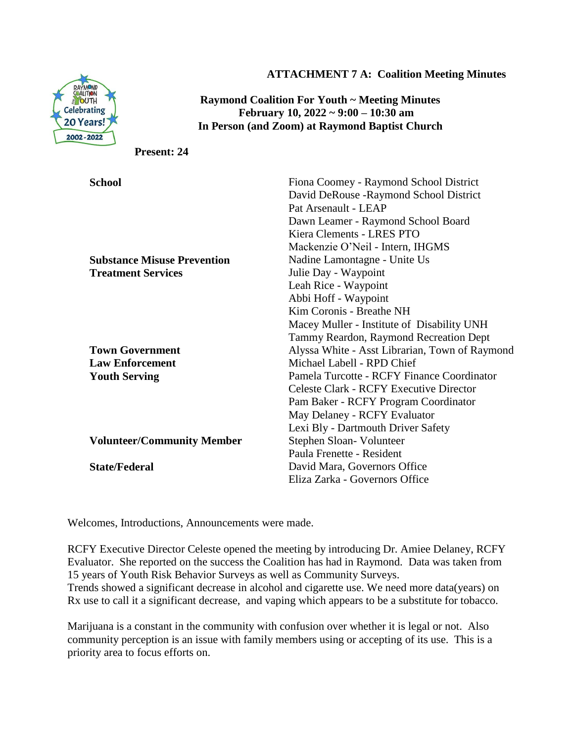**ATTACHMENT 7 A: Coalition Meeting Minutes**

**Raymond Coalition For Youth ~ Meeting Minutes**
**February 10, 2022 ~ 9:00 – 10:30 am**
**In Person (and Zoom) at Raymond Baptist Church**

**Present: 24**

| | |
|---|---|
| **School** | Fiona Coomey - Raymond School District |
| | David DeRouse -Raymond School District |
| | Pat Arsenault - LEAP |
| | Dawn Leamer - Raymond School Board |
| | Kiera Clements - LRES PTO |
| | Mackenzie O'Neil - Intern, IHGMS |
| **Substance Misuse Prevention** | Nadine Lamontagne - Unite Us |
| **Treatment Services** | Julie Day - Waypoint |
| | Leah Rice - Waypoint |
| | Abbi Hoff - Waypoint |
| | Kim Coronis - Breathe NH |
| | Macey Muller - Institute of Disability UNH |
| | Tammy Reardon, Raymond Recreation Dept |
| **Town Government** | Alyssa White - Asst Librarian, Town of Raymond |
| **Law Enforcement** | Michael Labell - RPD Chief |
| **Youth Serving** | Pamela Turcotte - RCFY Finance Coordinator |
| | Celeste Clark - RCFY Executive Director |
| | Pam Baker - RCFY Program Coordinator |
| | May Delaney - RCFY Evaluator |
| | Lexi Bly - Dartmouth Driver Safety |
| **Volunteer/Community Member** | Stephen Sloan- Volunteer |
| | Paula Frenette - Resident |
| **State/Federal** | David Mara, Governors Office |
| | Eliza Zarka - Governors Office |

Welcomes, Introductions, Announcements were made.

RCFY Executive Director Celeste opened the meeting by introducing Dr. Amiee Delaney, RCFY Evaluator. She reported on the success the Coalition has had in Raymond. Data was taken from 15 years of Youth Risk Behavior Surveys as well as Community Surveys.
Trends showed a significant decrease in alcohol and cigarette use. We need more data(years) on Rx use to call it a significant decrease, and vaping which appears to be a substitute for tobacco.

Marijuana is a constant in the community with confusion over whether it is legal or not. Also community perception is an issue with family members using or accepting of its use. This is a priority area to focus efforts on.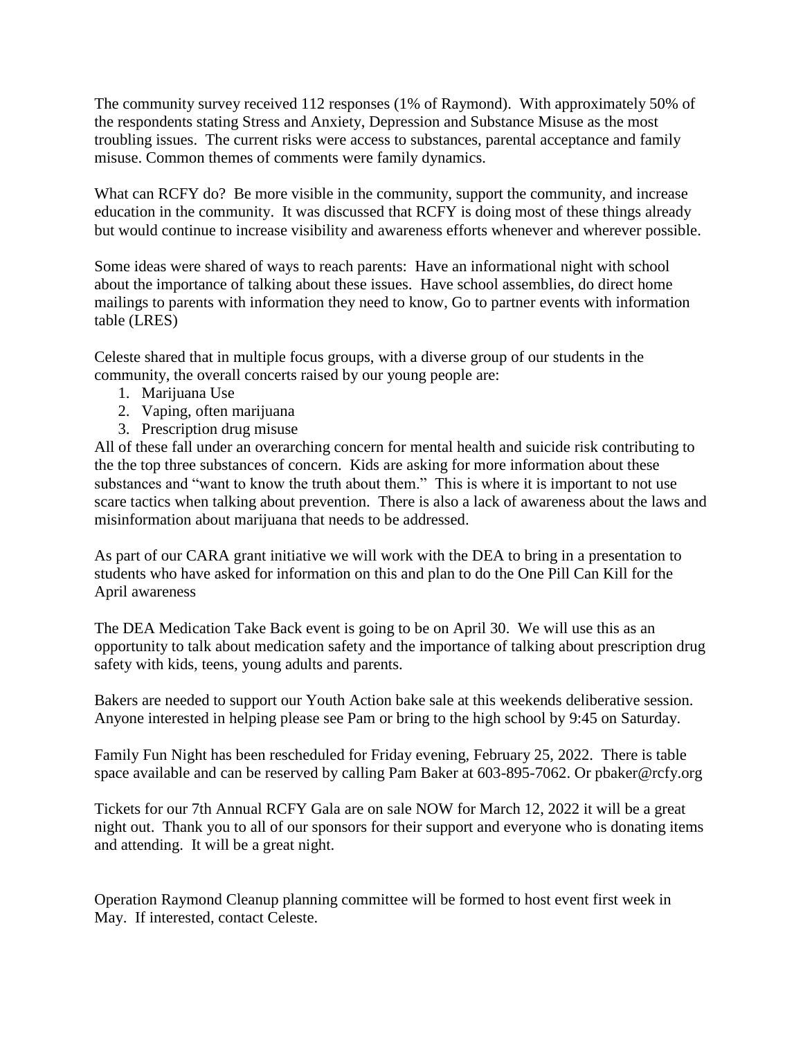The community survey received 112 responses (1% of Raymond). With approximately 50% of the respondents stating Stress and Anxiety, Depression and Substance Misuse as the most troubling issues. The current risks were access to substances, parental acceptance and family misuse. Common themes of comments were family dynamics.

What can RCFY do? Be more visible in the community, support the community, and increase education in the community. It was discussed that RCFY is doing most of these things already but would continue to increase visibility and awareness efforts whenever and wherever possible.

Some ideas were shared of ways to reach parents: Have an informational night with school about the importance of talking about these issues. Have school assemblies, do direct home mailings to parents with information they need to know, Go to partner events with information table (LRES)

Celeste shared that in multiple focus groups, with a diverse group of our students in the community, the overall concerts raised by our young people are:

1. Marijuana Use
2. Vaping, often marijuana
3. Prescription drug misuse

All of these fall under an overarching concern for mental health and suicide risk contributing to the the top three substances of concern. Kids are asking for more information about these substances and "want to know the truth about them." This is where it is important to not use scare tactics when talking about prevention. There is also a lack of awareness about the laws and misinformation about marijuana that needs to be addressed.

As part of our CARA grant initiative we will work with the DEA to bring in a presentation to students who have asked for information on this and plan to do the One Pill Can Kill for the April awareness

The DEA Medication Take Back event is going to be on April 30. We will use this as an opportunity to talk about medication safety and the importance of talking about prescription drug safety with kids, teens, young adults and parents.

Bakers are needed to support our Youth Action bake sale at this weekends deliberative session. Anyone interested in helping please see Pam or bring to the high school by 9:45 on Saturday.

Family Fun Night has been rescheduled for Friday evening, February 25, 2022. There is table space available and can be reserved by calling Pam Baker at 603-895-7062. Or pbaker@rcfy.org

Tickets for our 7th Annual RCFY Gala are on sale NOW for March 12, 2022 it will be a great night out. Thank you to all of our sponsors for their support and everyone who is donating items and attending. It will be a great night.

Operation Raymond Cleanup planning committee will be formed to host event first week in May. If interested, contact Celeste.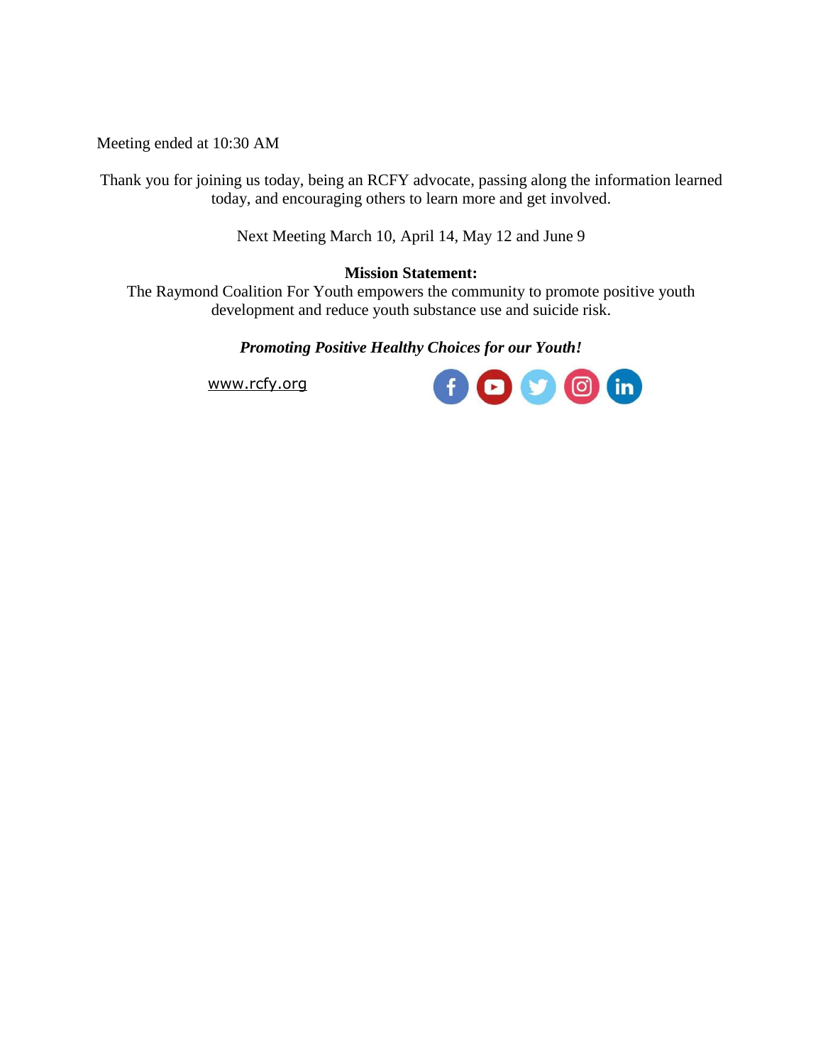Meeting ended at 10:30 AM

Thank you for joining us today, being an RCFY advocate, passing along the information learned today, and encouraging others to learn more and get involved.

Next Meeting March 10, April 14, May 12 and June 9

**Mission Statement:**

The Raymond Coalition For Youth empowers the community to promote positive youth development and reduce youth substance use and suicide risk.

***Promoting Positive Healthy Choices for our Youth!***

www.rcfy.org